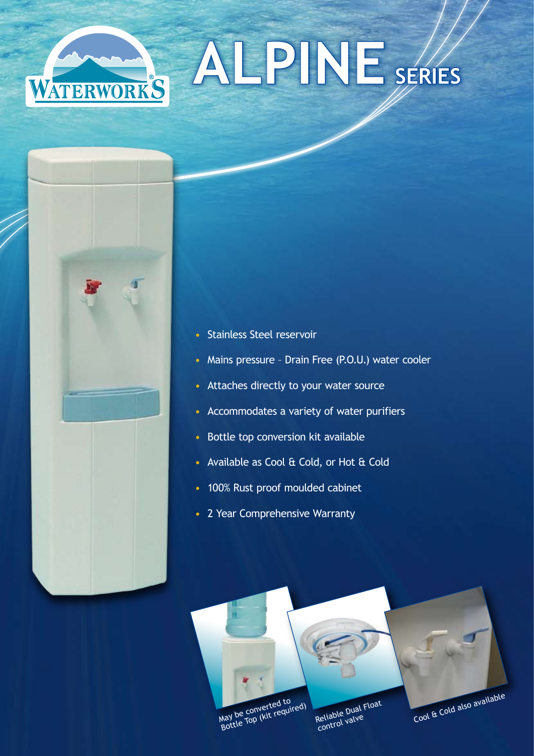WATERWORKS®

# ALPINE SERIES

- Stainless Steel reservoir
- Mains pressure – Drain Free (P.O.U.) water cooler
- Attaches directly to your water source
- Accommodates a variety of water purifiers
- Bottle top conversion kit available
- Available as Cool & Cold, or Hot & Cold
- 100% Rust proof moulded cabinet
- 2 Year Comprehensive Warranty

May be converted to Bottle Top (kit required)

Reliable Dual Float control valve

Cool & Cold also available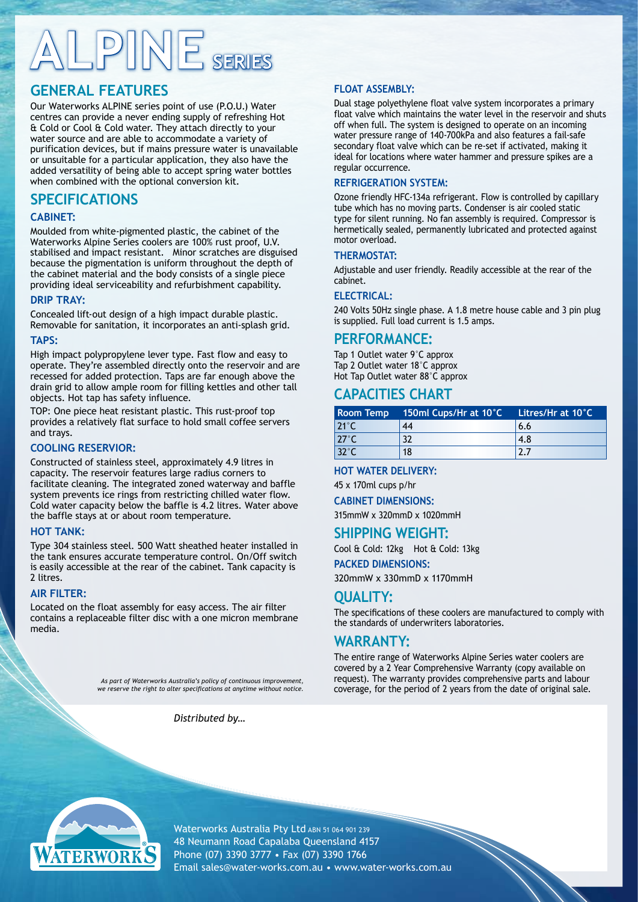# ALPINE SERIES

## GENERAL FEATURES

Our Waterworks ALPINE series point of use (P.O.U.) Water centres can provide a never ending supply of refreshing Hot & Cold or Cool & Cold water. They attach directly to your water source and are able to accommodate a variety of purification devices, but if mains pressure water is unavailable or unsuitable for a particular application, they also have the added versatility of being able to accept spring water bottles when combined with the optional conversion kit.

## SPECIFICATIONS

### CABINET:

Moulded from white-pigmented plastic, the cabinet of the Waterworks Alpine Series coolers are 100% rust proof, U.V. stabilised and impact resistant. Minor scratches are disguised because the pigmentation is uniform throughout the depth of the cabinet material and the body consists of a single piece providing ideal serviceability and refurbishment capability.

### DRIP TRAY:

Concealed lift-out design of a high impact durable plastic. Removable for sanitation, it incorporates an anti-splash grid.

### TAPS:

High impact polypropylene lever type. Fast flow and easy to operate. They're assembled directly onto the reservoir and are recessed for added protection. Taps are far enough above the drain grid to allow ample room for filling kettles and other tall objects. Hot tap has safety influence.

TOP: One piece heat resistant plastic. This rust-proof top provides a relatively flat surface to hold small coffee servers and trays.

### COOLING RESERVIOR:

Constructed of stainless steel, approximately 4.9 litres in capacity. The reservoir features large radius corners to facilitate cleaning. The integrated zoned waterway and baffle system prevents ice rings from restricting chilled water flow. Cold water capacity below the baffle is 4.2 litres. Water above the baffle stays at or about room temperature.

### HOT TANK:

Type 304 stainless steel. 500 Watt sheathed heater installed in the tank ensures accurate temperature control. On/Off switch is easily accessible at the rear of the cabinet. Tank capacity is 2 litres.

### AIR FILTER:

Located on the float assembly for easy access. The air filter contains a replaceable filter disc with a one micron membrane media.

*As part of Waterworks Australia's policy of continuous improvement, we reserve the right to alter specifications at anytime without notice.*

### FLOAT ASSEMBLY:

Dual stage polyethylene float valve system incorporates a primary float valve which maintains the water level in the reservoir and shuts off when full. The system is designed to operate on an incoming water pressure range of 140-700kPa and also features a fail-safe secondary float valve which can be re-set if activated, making it ideal for locations where water hammer and pressure spikes are a regular occurrence.

### REFRIGERATION SYSTEM:

Ozone friendly HFC-134a refrigerant. Flow is controlled by capillary tube which has no moving parts. Condenser is air cooled static type for silent running. No fan assembly is required. Compressor is hermetically sealed, permanently lubricated and protected against motor overload.

### THERMOSTAT:

Adjustable and user friendly. Readily accessible at the rear of the cabinet.

### ELECTRICAL:

240 Volts 50Hz single phase. A 1.8 metre house cable and 3 pin plug is supplied. Full load current is 1.5 amps.

## PERFORMANCE:

Tap 1 Outlet water 9°C approx
Tap 2 Outlet water 18°C approx
Hot Tap Outlet water 88°C approx

## CAPACITIES CHART

| Room Temp | 150ml Cups/Hr at 10°C | Litres/Hr at 10°C |
|---|---|---|
| 21°C | 44 | 6.6 |
| 27°C | 32 | 4.8 |
| 32°C | 18 | 2.7 |

### HOT WATER DELIVERY:

45 x 170ml cups p/hr

### CABINET DIMENSIONS:

315mmW x 320mmD x 1020mmH

## SHIPPING WEIGHT:

Cool & Cold: 12kg    Hot & Cold: 13kg

### PACKED DIMENSIONS:

320mmW x 330mmD x 1170mmH

## QUALITY:

The specifications of these coolers are manufactured to comply with the standards of underwriters laboratories.

## WARRANTY:

The entire range of Waterworks Alpine Series water coolers are covered by a 2 Year Comprehensive Warranty (copy available on request). The warranty provides comprehensive parts and labour coverage, for the period of 2 years from the date of original sale.

*Distributed by…*

WATERWORKS

Waterworks Australia Pty Ltd ABN 51 064 901 239
48 Neumann Road Capalaba Queensland 4157
Phone (07) 3390 3777 • Fax (07) 3390 1766
Email sales@water-works.com.au • www.water-works.com.au